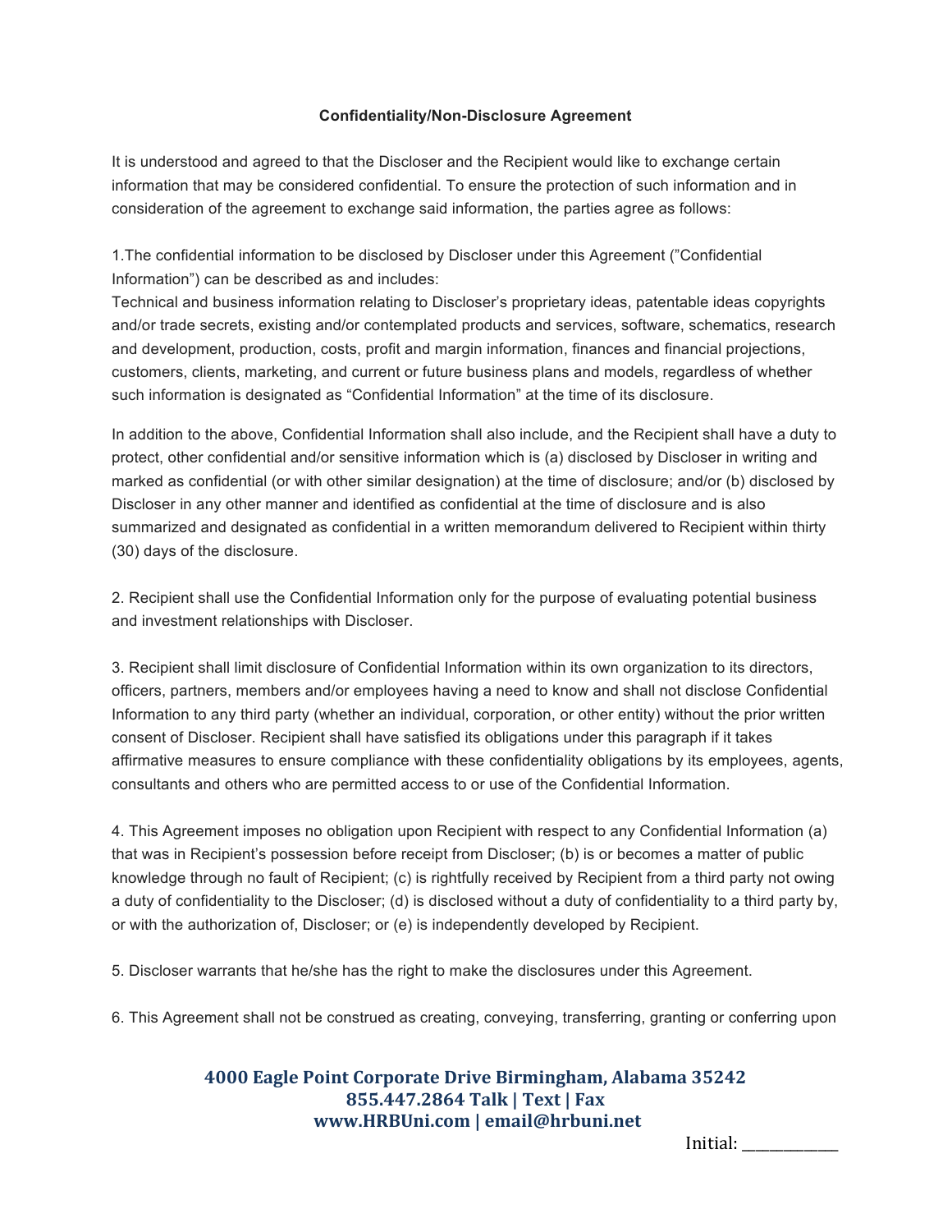**Confidentiality/Non-Disclosure Agreement**

It is understood and agreed to that the Discloser and the Recipient would like to exchange certain information that may be considered confidential. To ensure the protection of such information and in consideration of the agreement to exchange said information, the parties agree as follows:

1.The confidential information to be disclosed by Discloser under this Agreement ("Confidential Information") can be described as and includes:
Technical and business information relating to Discloser's proprietary ideas, patentable ideas copyrights and/or trade secrets, existing and/or contemplated products and services, software, schematics, research and development, production, costs, profit and margin information, finances and financial projections, customers, clients, marketing, and current or future business plans and models, regardless of whether such information is designated as "Confidential Information" at the time of its disclosure.

In addition to the above, Confidential Information shall also include, and the Recipient shall have a duty to protect, other confidential and/or sensitive information which is (a) disclosed by Discloser in writing and marked as confidential (or with other similar designation) at the time of disclosure; and/or (b) disclosed by Discloser in any other manner and identified as confidential at the time of disclosure and is also summarized and designated as confidential in a written memorandum delivered to Recipient within thirty (30) days of the disclosure.

2. Recipient shall use the Confidential Information only for the purpose of evaluating potential business and investment relationships with Discloser.

3. Recipient shall limit disclosure of Confidential Information within its own organization to its directors, officers, partners, members and/or employees having a need to know and shall not disclose Confidential Information to any third party (whether an individual, corporation, or other entity) without the prior written consent of Discloser. Recipient shall have satisfied its obligations under this paragraph if it takes affirmative measures to ensure compliance with these confidentiality obligations by its employees, agents, consultants and others who are permitted access to or use of the Confidential Information.

4. This Agreement imposes no obligation upon Recipient with respect to any Confidential Information (a) that was in Recipient's possession before receipt from Discloser; (b) is or becomes a matter of public knowledge through no fault of Recipient; (c) is rightfully received by Recipient from a third party not owing a duty of confidentiality to the Discloser; (d) is disclosed without a duty of confidentiality to a third party by, or with the authorization of, Discloser; or (e) is independently developed by Recipient.

5. Discloser warrants that he/she has the right to make the disclosures under this Agreement.

6. This Agreement shall not be construed as creating, conveying, transferring, granting or conferring upon

**4000 Eagle Point Corporate Drive Birmingham, Alabama 35242**
**855.447.2864 Talk | Text | Fax**
**www.HRBUni.com | email@hrbuni.net**

Initial: ___________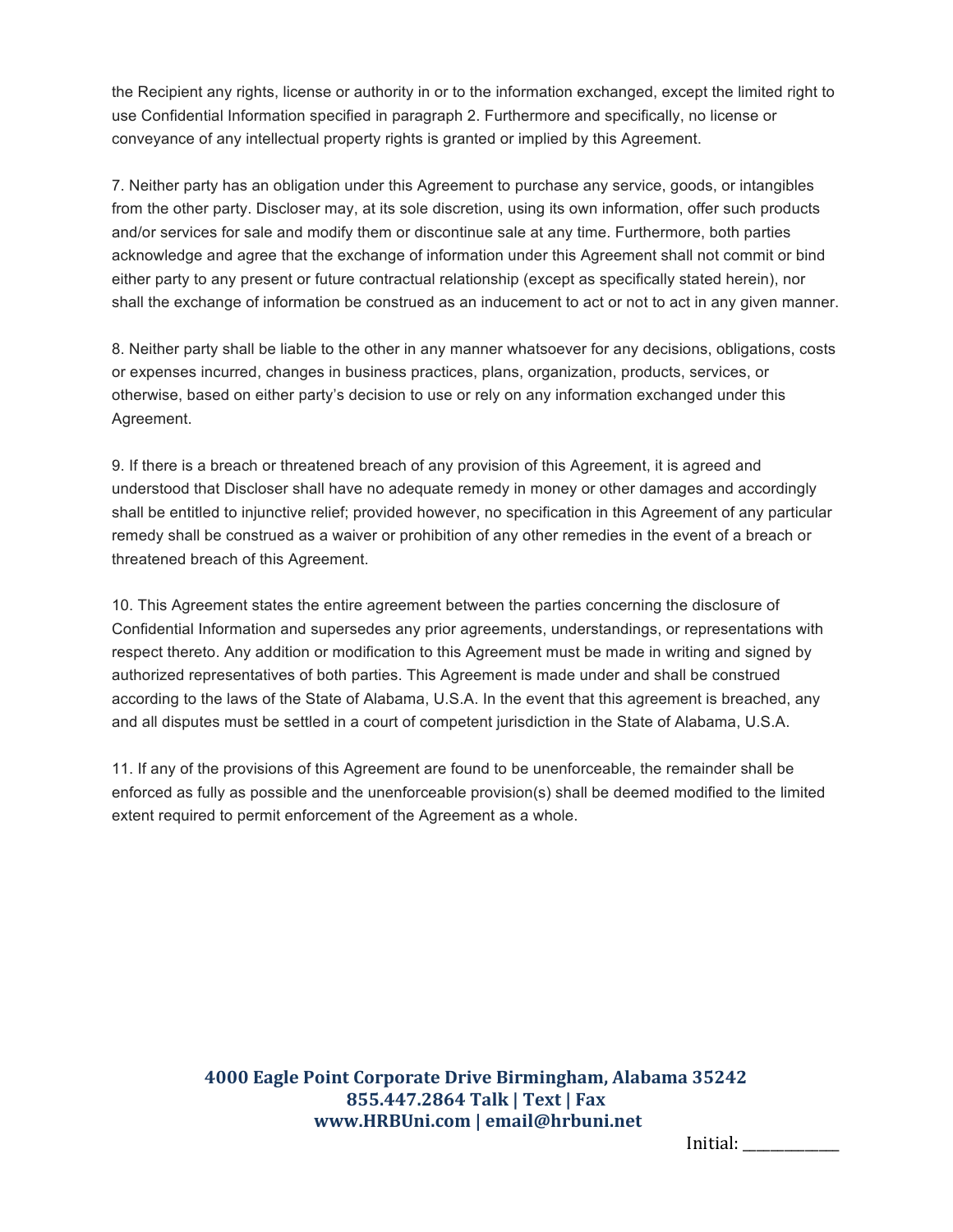the Recipient any rights, license or authority in or to the information exchanged, except the limited right to use Confidential Information specified in paragraph 2. Furthermore and specifically, no license or conveyance of any intellectual property rights is granted or implied by this Agreement.

7. Neither party has an obligation under this Agreement to purchase any service, goods, or intangibles from the other party. Discloser may, at its sole discretion, using its own information, offer such products and/or services for sale and modify them or discontinue sale at any time. Furthermore, both parties acknowledge and agree that the exchange of information under this Agreement shall not commit or bind either party to any present or future contractual relationship (except as specifically stated herein), nor shall the exchange of information be construed as an inducement to act or not to act in any given manner.

8. Neither party shall be liable to the other in any manner whatsoever for any decisions, obligations, costs or expenses incurred, changes in business practices, plans, organization, products, services, or otherwise, based on either party's decision to use or rely on any information exchanged under this Agreement.

9. If there is a breach or threatened breach of any provision of this Agreement, it is agreed and understood that Discloser shall have no adequate remedy in money or other damages and accordingly shall be entitled to injunctive relief; provided however, no specification in this Agreement of any particular remedy shall be construed as a waiver or prohibition of any other remedies in the event of a breach or threatened breach of this Agreement.

10. This Agreement states the entire agreement between the parties concerning the disclosure of Confidential Information and supersedes any prior agreements, understandings, or representations with respect thereto. Any addition or modification to this Agreement must be made in writing and signed by authorized representatives of both parties. This Agreement is made under and shall be construed according to the laws of the State of Alabama, U.S.A. In the event that this agreement is breached, any and all disputes must be settled in a court of competent jurisdiction in the State of Alabama, U.S.A.

11. If any of the provisions of this Agreement are found to be unenforceable, the remainder shall be enforced as fully as possible and the unenforceable provision(s) shall be deemed modified to the limited extent required to permit enforcement of the Agreement as a whole.

Initial: ___________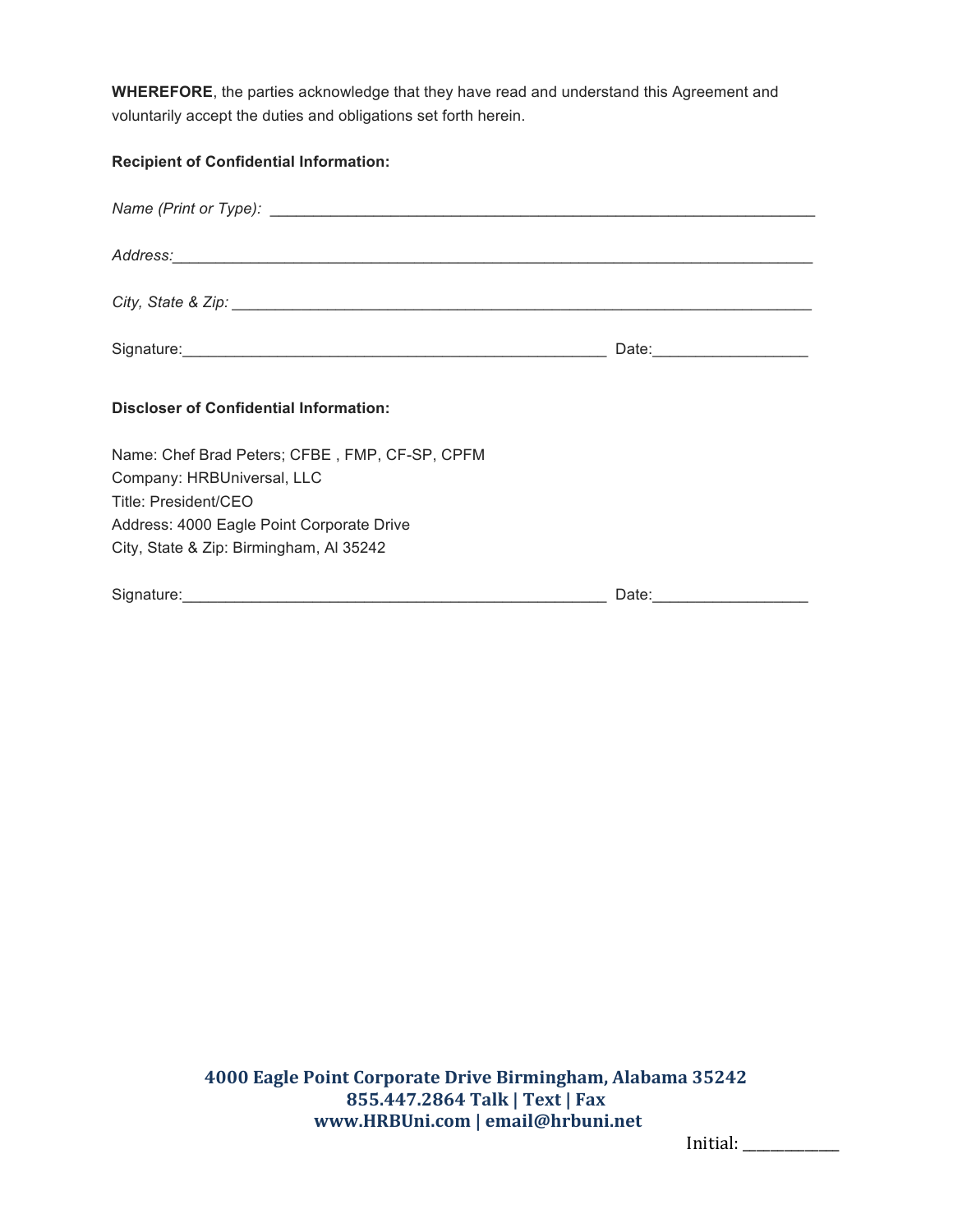**WHEREFORE**, the parties acknowledge that they have read and understand this Agreement and voluntarily accept the duties and obligations set forth herein.

**Recipient of Confidential Information:**

*Name (Print or Type):* ___________________________________________________________

*Address:*______________________________________________________________________

*City, State & Zip:* _______________________________________________________________

Signature:_______________________________________________ Date:_________________

**Discloser of Confidential Information:**

Name: Chef Brad Peters; CFBE , FMP, CF-SP, CPFM
Company: HRBUniversal, LLC
Title: President/CEO
Address: 4000 Eagle Point Corporate Drive
City, State & Zip: Birmingham, Al 35242

Signature:_______________________________________________ Date:_________________

**4000 Eagle Point Corporate Drive Birmingham, Alabama 35242**
**855.447.2864 Talk | Text | Fax**
**www.HRBUni.com | email@hrbuni.net**

Initial: ___________